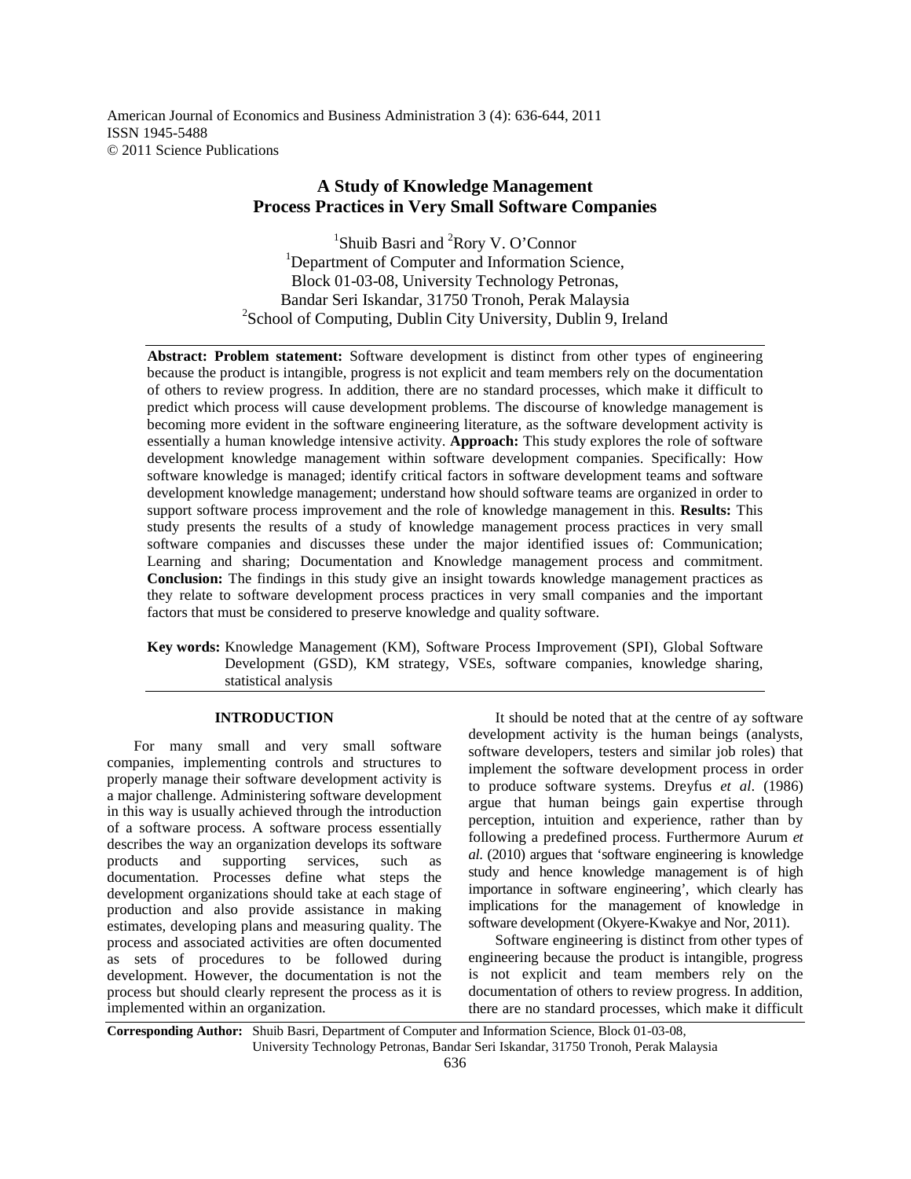# A Study of Knowledge Management Process Practices in Very Small Software Companies

[1]Shuib Basri and [2]Rory V. O'Connor

[1]Department of Computer and Information Science,
Block 01-03-08, University Technology Petronas,
Bandar Seri Iskandar, 31750 Tronoh, Perak Malaysia

[2]School of Computing, Dublin City University, Dublin 9, Ireland

---

**Abstract: Problem statement:** Software development is distinct from other types of engineering because the product is intangible, progress is not explicit and team members rely on the documentation of others to review progress. In addition, there are no standard processes, which make it difficult to predict which process will cause development problems. The discourse of knowledge management is becoming more evident in the software engineering literature, as the software development activity is essentially a human knowledge intensive activity. **Approach:** This study explores the role of software development knowledge management within software development companies. Specifically: How software knowledge is managed; identify critical factors in software development teams and software development knowledge management; understand how should software teams are organized in order to support software process improvement and the role of knowledge management in this. **Results:** This study presents the results of a study of knowledge management process practices in very small software companies and discusses these under the major identified issues of: Communication; Learning and sharing; Documentation and Knowledge management process and commitment. **Conclusion:** The findings in this study give an insight towards knowledge management practices as they relate to software development process practices in very small companies and the important factors that must be considered to preserve knowledge and quality software.

**Key words:** Knowledge Management (KM), Software Process Improvement (SPI), Global Software Development (GSD), KM strategy, VSEs, software companies, knowledge sharing, statistical analysis

---

## INTRODUCTION

For many small and very small software companies, implementing controls and structures to properly manage their software development activity is a major challenge. Administering software development in this way is usually achieved through the introduction of a software process. A software process essentially describes the way an organization develops its software products and supporting services, such as documentation. Processes define what steps the development organizations should take at each stage of production and also provide assistance in making estimates, developing plans and measuring quality. The process and associated activities are often documented as sets of procedures to be followed during development. However, the documentation is not the process but should clearly represent the process as it is implemented within an organization.

It should be noted that at the centre of ay software development activity is the human beings (analysts, software developers, testers and similar job roles) that implement the software development process in order to produce software systems. Dreyfus *et al*. (1986) argue that human beings gain expertise through perception, intuition and experience, rather than by following a predefined process. Furthermore Aurum *et al*. (2010) argues that 'software engineering is knowledge study and hence knowledge management is of high importance in software engineering', which clearly has implications for the management of knowledge in software development (Okyere-Kwakye and Nor, 2011).

Software engineering is distinct from other types of engineering because the product is intangible, progress is not explicit and team members rely on the documentation of others to review progress. In addition, there are no standard processes, which make it difficult

**Corresponding Author:** Shuib Basri, Department of Computer and Information Science, Block 01-03-08, University Technology Petronas, Bandar Seri Iskandar, 31750 Tronoh, Perak Malaysia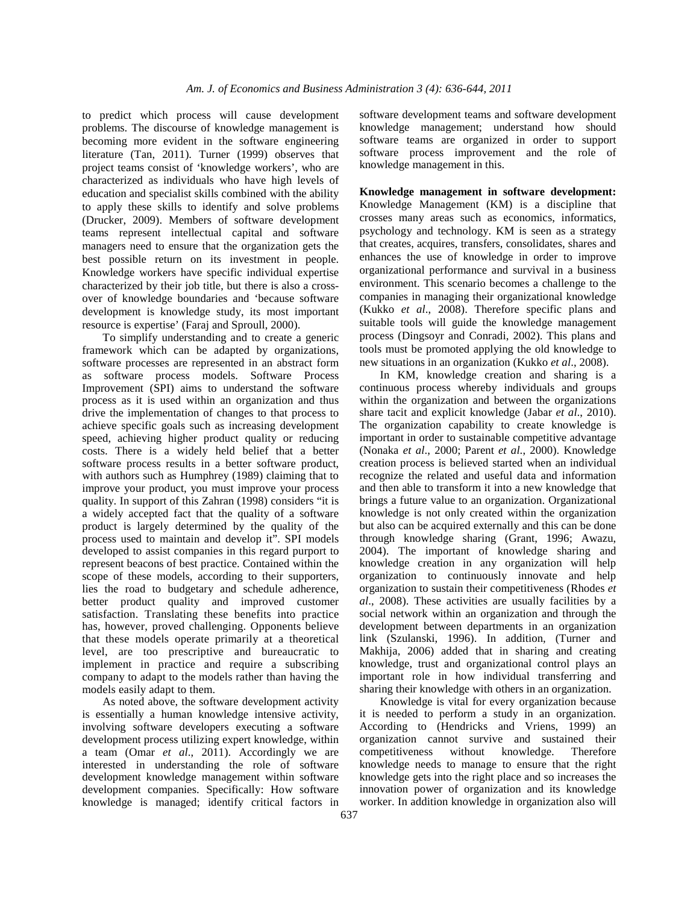to predict which process will cause development problems. The discourse of knowledge management is becoming more evident in the software engineering literature (Tan, 2011). Turner (1999) observes that project teams consist of 'knowledge workers', who are characterized as individuals who have high levels of education and specialist skills combined with the ability to apply these skills to identify and solve problems (Drucker, 2009). Members of software development teams represent intellectual capital and software managers need to ensure that the organization gets the best possible return on its investment in people. Knowledge workers have specific individual expertise characterized by their job title, but there is also a cross-over of knowledge boundaries and 'because software development is knowledge study, its most important resource is expertise' (Faraj and Sproull, 2000).

To simplify understanding and to create a generic framework which can be adapted by organizations, software processes are represented in an abstract form as software process models. Software Process Improvement (SPI) aims to understand the software process as it is used within an organization and thus drive the implementation of changes to that process to achieve specific goals such as increasing development speed, achieving higher product quality or reducing costs. There is a widely held belief that a better software process results in a better software product, with authors such as Humphrey (1989) claiming that to improve your product, you must improve your process quality. In support of this Zahran (1998) considers "it is a widely accepted fact that the quality of a software product is largely determined by the quality of the process used to maintain and develop it". SPI models developed to assist companies in this regard purport to represent beacons of best practice. Contained within the scope of these models, according to their supporters, lies the road to budgetary and schedule adherence, better product quality and improved customer satisfaction. Translating these benefits into practice has, however, proved challenging. Opponents believe that these models operate primarily at a theoretical level, are too prescriptive and bureaucratic to implement in practice and require a subscribing company to adapt to the models rather than having the models easily adapt to them.

As noted above, the software development activity is essentially a human knowledge intensive activity, involving software developers executing a software development process utilizing expert knowledge, within a team (Omar *et al*., 2011). Accordingly we are interested in understanding the role of software development knowledge management within software development companies. Specifically: How software knowledge is managed; identify critical factors in software development teams and software development knowledge management; understand how should software teams are organized in order to support software process improvement and the role of knowledge management in this.

**Knowledge management in software development:** Knowledge Management (KM) is a discipline that crosses many areas such as economics, informatics, psychology and technology. KM is seen as a strategy that creates, acquires, transfers, consolidates, shares and enhances the use of knowledge in order to improve organizational performance and survival in a business environment. This scenario becomes a challenge to the companies in managing their organizational knowledge (Kukko *et al*., 2008). Therefore specific plans and suitable tools will guide the knowledge management process (Dingsoyr and Conradi, 2002). This plans and tools must be promoted applying the old knowledge to new situations in an organization (Kukko *et al*., 2008).

In KM, knowledge creation and sharing is a continuous process whereby individuals and groups within the organization and between the organizations share tacit and explicit knowledge (Jabar *et al*., 2010). The organization capability to create knowledge is important in order to sustainable competitive advantage (Nonaka *et al*., 2000; Parent *et al*., 2000). Knowledge creation process is believed started when an individual recognize the related and useful data and information and then able to transform it into a new knowledge that brings a future value to an organization. Organizational knowledge is not only created within the organization but also can be acquired externally and this can be done through knowledge sharing (Grant, 1996; Awazu, 2004). The important of knowledge sharing and knowledge creation in any organization will help organization to continuously innovate and help organization to sustain their competitiveness (Rhodes *et al*., 2008). These activities are usually facilities by a social network within an organization and through the development between departments in an organization link (Szulanski, 1996). In addition, (Turner and Makhija, 2006) added that in sharing and creating knowledge, trust and organizational control plays an important role in how individual transferring and sharing their knowledge with others in an organization.

Knowledge is vital for every organization because it is needed to perform a study in an organization. According to (Hendricks and Vriens, 1999) an organization cannot survive and sustained their competitiveness without knowledge. Therefore knowledge needs to manage to ensure that the right knowledge gets into the right place and so increases the innovation power of organization and its knowledge worker. In addition knowledge in organization also will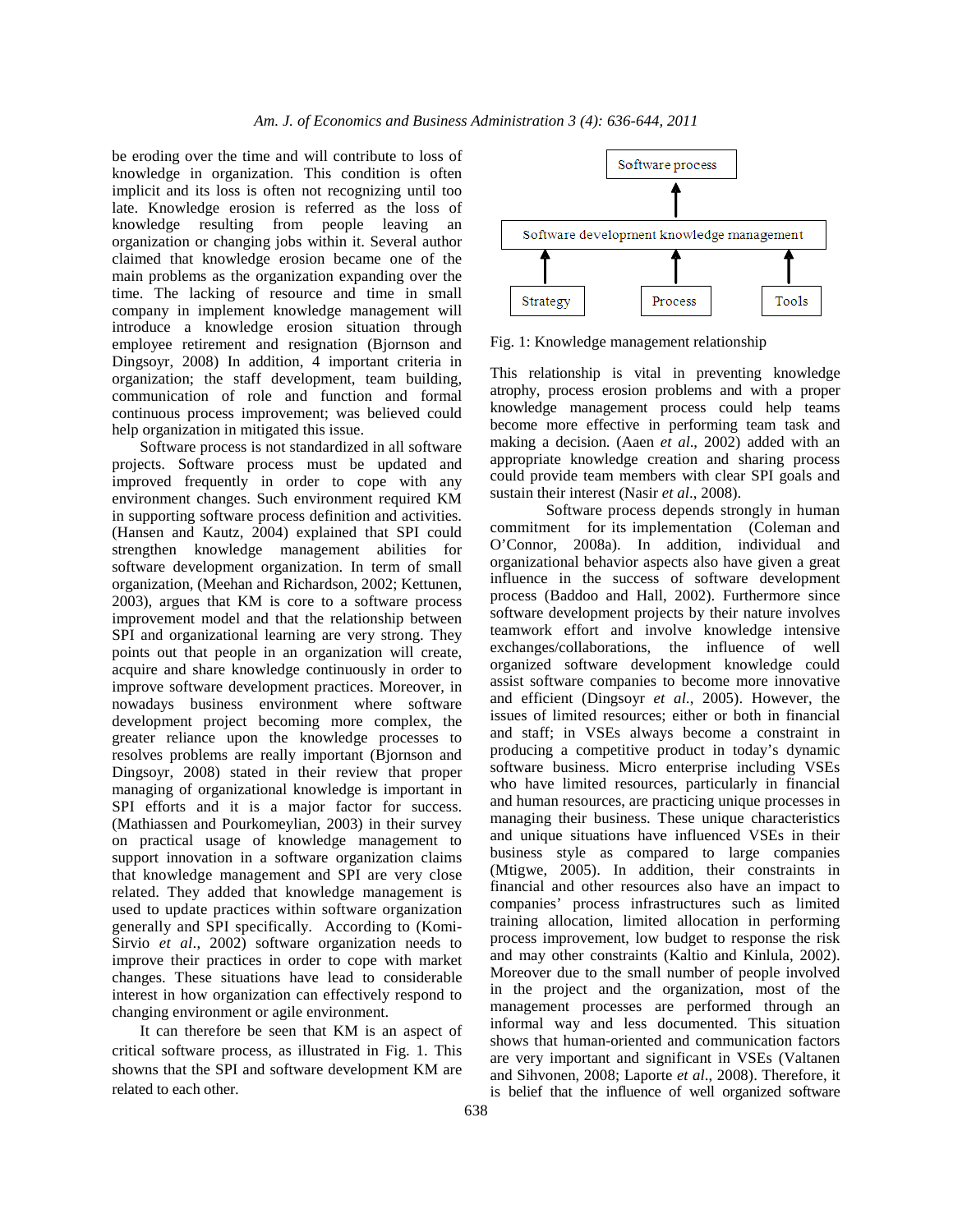be eroding over the time and will contribute to loss of knowledge in organization. This condition is often implicit and its loss is often not recognizing until too late. Knowledge erosion is referred as the loss of knowledge resulting from people leaving an organization or changing jobs within it. Several author claimed that knowledge erosion became one of the main problems as the organization expanding over the time. The lacking of resource and time in small company in implement knowledge management will introduce a knowledge erosion situation through employee retirement and resignation (Bjornson and Dingsoyr, 2008) In addition, 4 important criteria in organization; the staff development, team building, communication of role and function and formal continuous process improvement; was believed could help organization in mitigated this issue.

Software process is not standardized in all software projects. Software process must be updated and improved frequently in order to cope with any environment changes. Such environment required KM in supporting software process definition and activities. (Hansen and Kautz, 2004) explained that SPI could strengthen knowledge management abilities for software development organization. In term of small organization, (Meehan and Richardson, 2002; Kettunen, 2003), argues that KM is core to a software process improvement model and that the relationship between SPI and organizational learning are very strong. They points out that people in an organization will create, acquire and share knowledge continuously in order to improve software development practices. Moreover, in nowadays business environment where software development project becoming more complex, the greater reliance upon the knowledge processes to resolves problems are really important (Bjornson and Dingsoyr, 2008) stated in their review that proper managing of organizational knowledge is important in SPI efforts and it is a major factor for success. (Mathiassen and Pourkomeylian, 2003) in their survey on practical usage of knowledge management to support innovation in a software organization claims that knowledge management and SPI are very close related. They added that knowledge management is used to update practices within software organization generally and SPI specifically. According to (Komi-Sirvio *et al*., 2002) software organization needs to improve their practices in order to cope with market changes. These situations have lead to considerable interest in how organization can effectively respond to changing environment or agile environment.

It can therefore be seen that KM is an aspect of critical software process, as illustrated in Fig. 1. This showns that the SPI and software development KM are related to each other.

Software process

Software development knowledge management

Strategy

Process

Tools

Fig. 1: Knowledge management relationship

This relationship is vital in preventing knowledge atrophy, process erosion problems and with a proper knowledge management process could help teams become more effective in performing team task and making a decision. (Aaen *et al*., 2002) added with an appropriate knowledge creation and sharing process could provide team members with clear SPI goals and sustain their interest (Nasir *et al*., 2008).

Software process depends strongly in human commitment for its implementation (Coleman and O'Connor, 2008a). In addition, individual and organizational behavior aspects also have given a great influence in the success of software development process (Baddoo and Hall, 2002). Furthermore since software development projects by their nature involves teamwork effort and involve knowledge intensive exchanges/collaborations, the influence of well organized software development knowledge could assist software companies to become more innovative and efficient (Dingsoyr *et al*., 2005). However, the issues of limited resources; either or both in financial and staff; in VSEs always become a constraint in producing a competitive product in today's dynamic software business. Micro enterprise including VSEs who have limited resources, particularly in financial and human resources, are practicing unique processes in managing their business. These unique characteristics and unique situations have influenced VSEs in their business style as compared to large companies (Mtigwe, 2005). In addition, their constraints in financial and other resources also have an impact to companies' process infrastructures such as limited training allocation, limited allocation in performing process improvement, low budget to response the risk and may other constraints (Kaltio and Kinlula, 2002). Moreover due to the small number of people involved in the project and the organization, most of the management processes are performed through an informal way and less documented. This situation shows that human-oriented and communication factors are very important and significant in VSEs (Valtanen and Sihvonen, 2008; Laporte *et al*., 2008). Therefore, it is belief that the influence of well organized software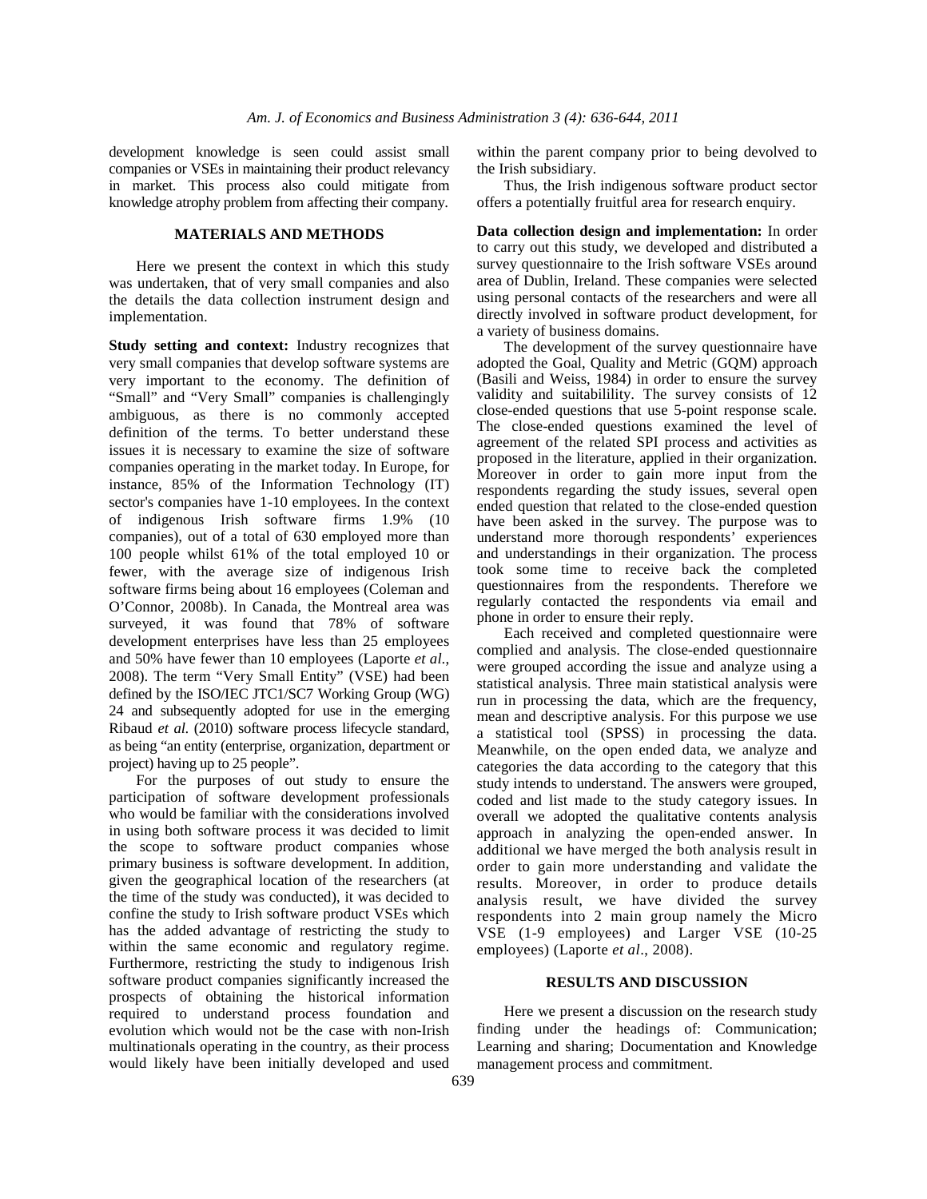development knowledge is seen could assist small companies or VSEs in maintaining their product relevancy in market. This process also could mitigate from knowledge atrophy problem from affecting their company.

## MATERIALS AND METHODS

Here we present the context in which this study was undertaken, that of very small companies and also the details the data collection instrument design and implementation.

**Study setting and context:** Industry recognizes that very small companies that develop software systems are very important to the economy. The definition of "Small" and "Very Small" companies is challengingly ambiguous, as there is no commonly accepted definition of the terms. To better understand these issues it is necessary to examine the size of software companies operating in the market today. In Europe, for instance, 85% of the Information Technology (IT) sector's companies have 1-10 employees. In the context of indigenous Irish software firms 1.9% (10 companies), out of a total of 630 employed more than 100 people whilst 61% of the total employed 10 or fewer, with the average size of indigenous Irish software firms being about 16 employees (Coleman and O'Connor, 2008b). In Canada, the Montreal area was surveyed, it was found that 78% of software development enterprises have less than 25 employees and 50% have fewer than 10 employees (Laporte *et al*., 2008). The term "Very Small Entity" (VSE) had been defined by the ISO/IEC JTC1/SC7 Working Group (WG) 24 and subsequently adopted for use in the emerging Ribaud *et al.* (2010) software process lifecycle standard, as being "an entity (enterprise, organization, department or project) having up to 25 people".

For the purposes of out study to ensure the participation of software development professionals who would be familiar with the considerations involved in using both software process it was decided to limit the scope to software product companies whose primary business is software development. In addition, given the geographical location of the researchers (at the time of the study was conducted), it was decided to confine the study to Irish software product VSEs which has the added advantage of restricting the study to within the same economic and regulatory regime. Furthermore, restricting the study to indigenous Irish software product companies significantly increased the prospects of obtaining the historical information required to understand process foundation and evolution which would not be the case with non-Irish multinationals operating in the country, as their process would likely have been initially developed and used within the parent company prior to being devolved to the Irish subsidiary.

Thus, the Irish indigenous software product sector offers a potentially fruitful area for research enquiry.

**Data collection design and implementation:** In order to carry out this study, we developed and distributed a survey questionnaire to the Irish software VSEs around area of Dublin, Ireland. These companies were selected using personal contacts of the researchers and were all directly involved in software product development, for a variety of business domains.

The development of the survey questionnaire have adopted the Goal, Quality and Metric (GQM) approach (Basili and Weiss, 1984) in order to ensure the survey validity and suitabilility. The survey consists of 12 close-ended questions that use 5-point response scale. The close-ended questions examined the level of agreement of the related SPI process and activities as proposed in the literature, applied in their organization. Moreover in order to gain more input from the respondents regarding the study issues, several open ended question that related to the close-ended question have been asked in the survey. The purpose was to understand more thorough respondents' experiences and understandings in their organization. The process took some time to receive back the completed questionnaires from the respondents. Therefore we regularly contacted the respondents via email and phone in order to ensure their reply.

Each received and completed questionnaire were complied and analysis. The close-ended questionnaire were grouped according the issue and analyze using a statistical analysis. Three main statistical analysis were run in processing the data, which are the frequency, mean and descriptive analysis. For this purpose we use a statistical tool (SPSS) in processing the data. Meanwhile, on the open ended data, we analyze and categories the data according to the category that this study intends to understand. The answers were grouped, coded and list made to the study category issues. In overall we adopted the qualitative contents analysis approach in analyzing the open-ended answer. In additional we have merged the both analysis result in order to gain more understanding and validate the results. Moreover, in order to produce details analysis result, we have divided the survey respondents into 2 main group namely the Micro VSE (1-9 employees) and Larger VSE (10-25 employees) (Laporte *et al*., 2008).

## RESULTS AND DISCUSSION

Here we present a discussion on the research study finding under the headings of: Communication; Learning and sharing; Documentation and Knowledge management process and commitment.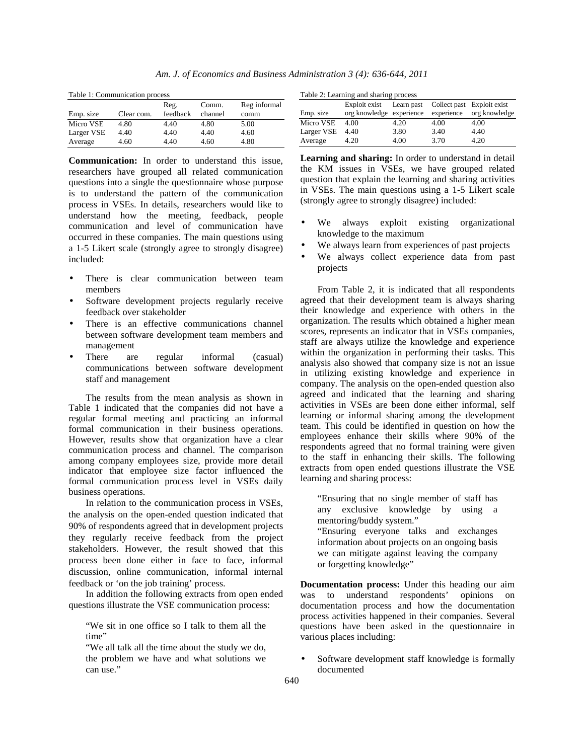Table 1: Communication process

| Emp. size | Clear com. | Reg. feedback | Comm. channel | Reg informal comm |
|---|---|---|---|---|
| Micro VSE | 4.80 | 4.40 | 4.80 | 5.00 |
| Larger VSE | 4.40 | 4.40 | 4.40 | 4.60 |
| Average | 4.60 | 4.40 | 4.60 | 4.80 |

**Communication:** In order to understand this issue, researchers have grouped all related communication questions into a single the questionnaire whose purpose is to understand the pattern of the communication process in VSEs. In details, researchers would like to understand how the meeting, feedback, people communication and level of communication have occurred in these companies. The main questions using a 1-5 Likert scale (strongly agree to strongly disagree) included:

- There is clear communication between team members
- Software development projects regularly receive feedback over stakeholder
- There is an effective communications channel between software development team members and management
- There are regular informal (casual) communications between software development staff and management

The results from the mean analysis as shown in Table 1 indicated that the companies did not have a regular formal meeting and practicing an informal formal communication in their business operations. However, results show that organization have a clear communication process and channel. The comparison among company employees size, provide more detail indicator that employee size factor influenced the formal communication process level in VSEs daily business operations.

In relation to the communication process in VSEs, the analysis on the open-ended question indicated that 90% of respondents agreed that in development projects they regularly receive feedback from the project stakeholders. However, the result showed that this process been done either in face to face, informal discussion, online communication, informal internal feedback or 'on the job training' process.

In addition the following extracts from open ended questions illustrate the VSE communication process:

> "We sit in one office so I talk to them all the time"
>
> "We all talk all the time about the study we do, the problem we have and what solutions we can use."

Table 2: Learning and sharing process

| Emp. size | Exploit exist org knowledge | Learn past experience | Collect past experience | Exploit exist org knowledge |
|---|---|---|---|---|
| Micro VSE | 4.00 | 4.20 | 4.00 | 4.00 |
| Larger VSE | 4.40 | 3.80 | 3.40 | 4.40 |
| Average | 4.20 | 4.00 | 3.70 | 4.20 |

**Learning and sharing:** In order to understand in detail the KM issues in VSEs, we have grouped related question that explain the learning and sharing activities in VSEs. The main questions using a 1-5 Likert scale (strongly agree to strongly disagree) included:

- We always exploit existing organizational knowledge to the maximum
- We always learn from experiences of past projects
- We always collect experience data from past projects

From Table 2, it is indicated that all respondents agreed that their development team is always sharing their knowledge and experience with others in the organization. The results which obtained a higher mean scores, represents an indicator that in VSEs companies, staff are always utilize the knowledge and experience within the organization in performing their tasks. This analysis also showed that company size is not an issue in utilizing existing knowledge and experience in company. The analysis on the open-ended question also agreed and indicated that the learning and sharing activities in VSEs are been done either informal, self learning or informal sharing among the development team. This could be identified in question on how the employees enhance their skills where 90% of the respondents agreed that no formal training were given to the staff in enhancing their skills. The following extracts from open ended questions illustrate the VSE learning and sharing process:

> "Ensuring that no single member of staff has any exclusive knowledge by using a mentoring/buddy system."
>
> "Ensuring everyone talks and exchanges information about projects on an ongoing basis we can mitigate against leaving the company or forgetting knowledge"

**Documentation process:** Under this heading our aim was to understand respondents' opinions on documentation process and how the documentation process activities happened in their companies. Several questions have been asked in the questionnaire in various places including:

- Software development staff knowledge is formally documented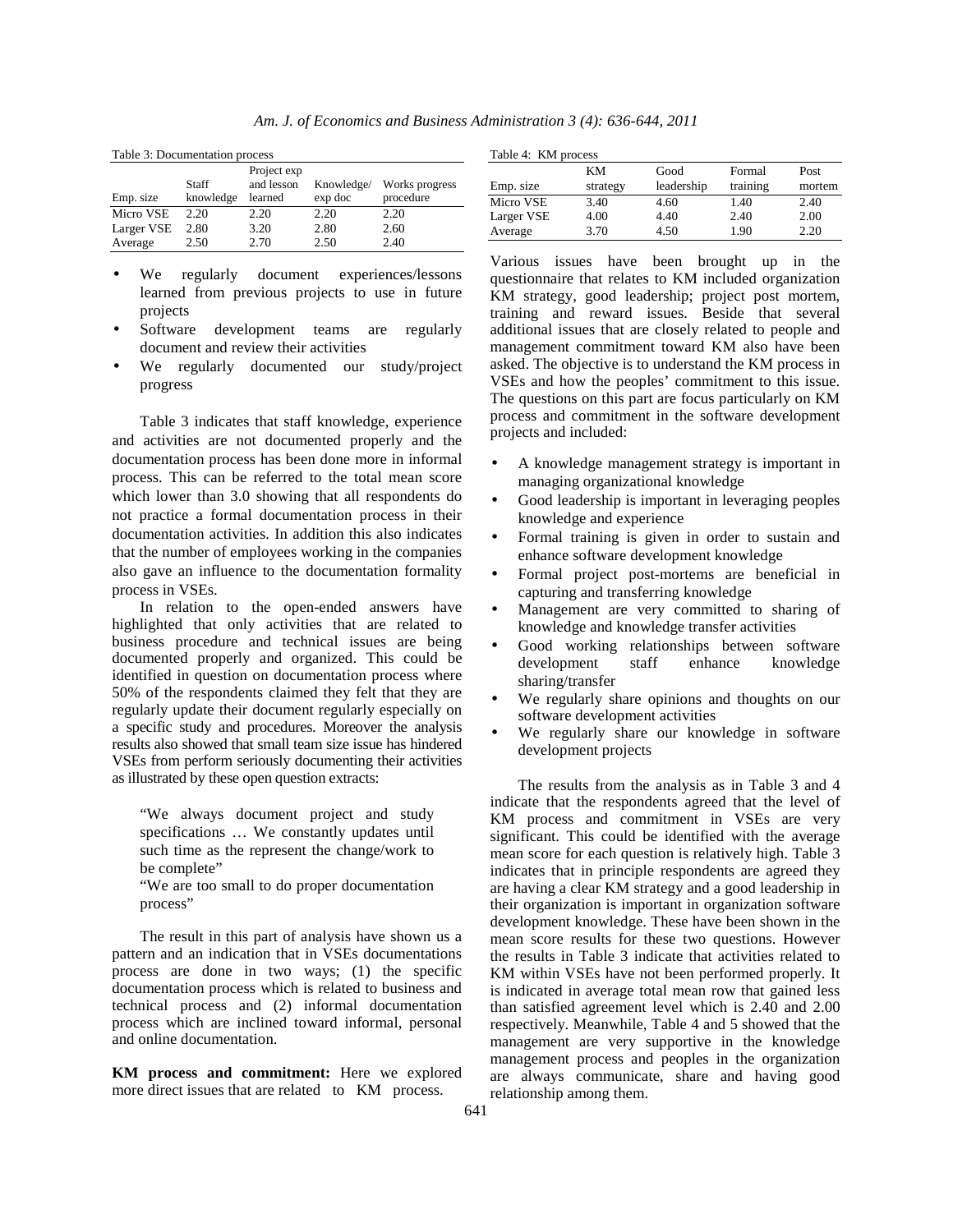Table 3: Documentation process

| Emp. size | Staff knowledge | Project exp and lesson learned | Knowledge/ exp doc | Works progress procedure |
|---|---|---|---|---|
| Micro VSE | 2.20 | 2.20 | 2.20 | 2.20 |
| Larger VSE | 2.80 | 3.20 | 2.80 | 2.60 |
| Average | 2.50 | 2.70 | 2.50 | 2.40 |

- We regularly document experiences/lessons learned from previous projects to use in future projects
- Software development teams are regularly document and review their activities
- We regularly documented our study/project progress

Table 3 indicates that staff knowledge, experience and activities are not documented properly and the documentation process has been done more in informal process. This can be referred to the total mean score which lower than 3.0 showing that all respondents do not practice a formal documentation process in their documentation activities. In addition this also indicates that the number of employees working in the companies also gave an influence to the documentation formality process in VSEs.

In relation to the open-ended answers have highlighted that only activities that are related to business procedure and technical issues are being documented properly and organized. This could be identified in question on documentation process where 50% of the respondents claimed they felt that they are regularly update their document regularly especially on a specific study and procedures. Moreover the analysis results also showed that small team size issue has hindered VSEs from perform seriously documenting their activities as illustrated by these open question extracts:

> "We always document project and study specifications … We constantly updates until such time as the represent the change/work to be complete"
>
> "We are too small to do proper documentation process"

The result in this part of analysis have shown us a pattern and an indication that in VSEs documentations process are done in two ways; (1) the specific documentation process which is related to business and technical process and (2) informal documentation process which are inclined toward informal, personal and online documentation.

**KM process and commitment:** Here we explored more direct issues that are related to KM process.

Table 4: KM process

| Emp. size | KM strategy | Good leadership | Formal training | Post mortem |
|---|---|---|---|---|
| Micro VSE | 3.40 | 4.60 | 1.40 | 2.40 |
| Larger VSE | 4.00 | 4.40 | 2.40 | 2.00 |
| Average | 3.70 | 4.50 | 1.90 | 2.20 |

Various issues have been brought up in the questionnaire that relates to KM included organization KM strategy, good leadership; project post mortem, training and reward issues. Beside that several additional issues that are closely related to people and management commitment toward KM also have been asked. The objective is to understand the KM process in VSEs and how the peoples' commitment to this issue. The questions on this part are focus particularly on KM process and commitment in the software development projects and included:

- A knowledge management strategy is important in managing organizational knowledge
- Good leadership is important in leveraging peoples knowledge and experience
- Formal training is given in order to sustain and enhance software development knowledge
- Formal project post-mortems are beneficial in capturing and transferring knowledge
- Management are very committed to sharing of knowledge and knowledge transfer activities
- Good working relationships between software development staff enhance knowledge sharing/transfer
- We regularly share opinions and thoughts on our software development activities
- We regularly share our knowledge in software development projects

The results from the analysis as in Table 3 and 4 indicate that the respondents agreed that the level of KM process and commitment in VSEs are very significant. This could be identified with the average mean score for each question is relatively high. Table 3 indicates that in principle respondents are agreed they are having a clear KM strategy and a good leadership in their organization is important in organization software development knowledge. These have been shown in the mean score results for these two questions. However the results in Table 3 indicate that activities related to KM within VSEs have not been performed properly. It is indicated in average total mean row that gained less than satisfied agreement level which is 2.40 and 2.00 respectively. Meanwhile, Table 4 and 5 showed that the management are very supportive in the knowledge management process and peoples in the organization are always communicate, share and having good relationship among them.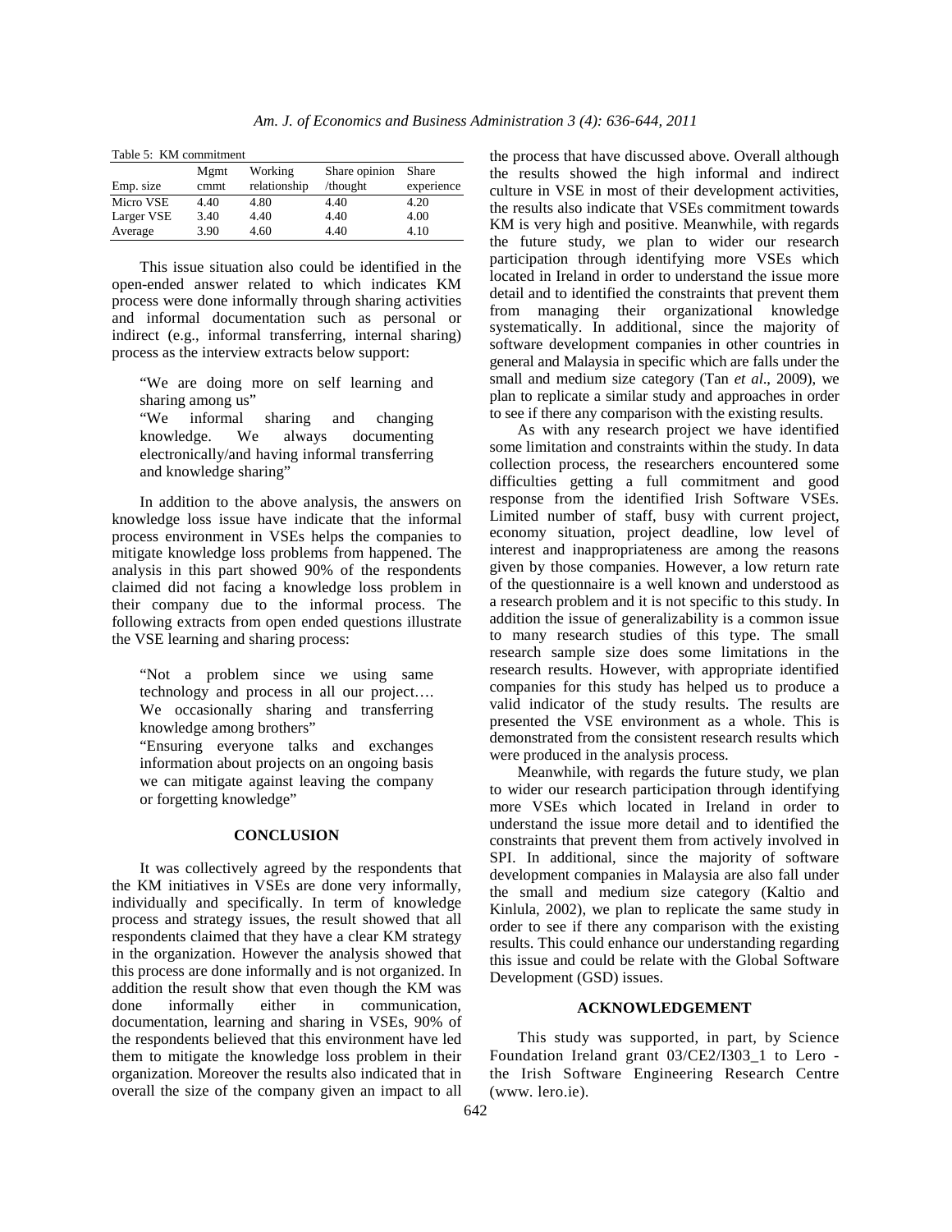Table 5: KM commitment

| Emp. size | Mgmt cmmt | Working relationship | Share opinion /thought | Share experience |
|---|---|---|---|---|
| Micro VSE | 4.40 | 4.80 | 4.40 | 4.20 |
| Larger VSE | 3.40 | 4.40 | 4.40 | 4.00 |
| Average | 3.90 | 4.60 | 4.40 | 4.10 |

This issue situation also could be identified in the open-ended answer related to which indicates KM process were done informally through sharing activities and informal documentation such as personal or indirect (e.g., informal transferring, internal sharing) process as the interview extracts below support:

> "We are doing more on self learning and sharing among us"
> "We informal sharing and changing knowledge. We always documenting electronically/and having informal transferring and knowledge sharing"

In addition to the above analysis, the answers on knowledge loss issue have indicate that the informal process environment in VSEs helps the companies to mitigate knowledge loss problems from happened. The analysis in this part showed 90% of the respondents claimed did not facing a knowledge loss problem in their company due to the informal process. The following extracts from open ended questions illustrate the VSE learning and sharing process:

> "Not a problem since we using same technology and process in all our project…. We occasionally sharing and transferring knowledge among brothers"
> "Ensuring everyone talks and exchanges information about projects on an ongoing basis we can mitigate against leaving the company or forgetting knowledge"

## CONCLUSION

It was collectively agreed by the respondents that the KM initiatives in VSEs are done very informally, individually and specifically. In term of knowledge process and strategy issues, the result showed that all respondents claimed that they have a clear KM strategy in the organization. However the analysis showed that this process are done informally and is not organized. In addition the result show that even though the KM was done informally either in communication, documentation, learning and sharing in VSEs, 90% of the respondents believed that this environment have led them to mitigate the knowledge loss problem in their organization. Moreover the results also indicated that in overall the size of the company given an impact to all the process that have discussed above. Overall although the results showed the high informal and indirect culture in VSE in most of their development activities, the results also indicate that VSEs commitment towards KM is very high and positive. Meanwhile, with regards the future study, we plan to wider our research participation through identifying more VSEs which located in Ireland in order to understand the issue more detail and to identified the constraints that prevent them from managing their organizational knowledge systematically. In additional, since the majority of software development companies in other countries in general and Malaysia in specific which are falls under the small and medium size category (Tan *et al*., 2009), we plan to replicate a similar study and approaches in order to see if there any comparison with the existing results.

As with any research project we have identified some limitation and constraints within the study. In data collection process, the researchers encountered some difficulties getting a full commitment and good response from the identified Irish Software VSEs. Limited number of staff, busy with current project, economy situation, project deadline, low level of interest and inappropriateness are among the reasons given by those companies. However, a low return rate of the questionnaire is a well known and understood as a research problem and it is not specific to this study. In addition the issue of generalizability is a common issue to many research studies of this type. The small research sample size does some limitations in the research results. However, with appropriate identified companies for this study has helped us to produce a valid indicator of the study results. The results are presented the VSE environment as a whole. This is demonstrated from the consistent research results which were produced in the analysis process.

Meanwhile, with regards the future study, we plan to wider our research participation through identifying more VSEs which located in Ireland in order to understand the issue more detail and to identified the constraints that prevent them from actively involved in SPI. In additional, since the majority of software development companies in Malaysia are also fall under the small and medium size category (Kaltio and Kinlula, 2002), we plan to replicate the same study in order to see if there any comparison with the existing results. This could enhance our understanding regarding this issue and could be relate with the Global Software Development (GSD) issues.

## ACKNOWLEDGEMENT

This study was supported, in part, by Science Foundation Ireland grant 03/CE2/I303_1 to Lero - the Irish Software Engineering Research Centre (www. lero.ie).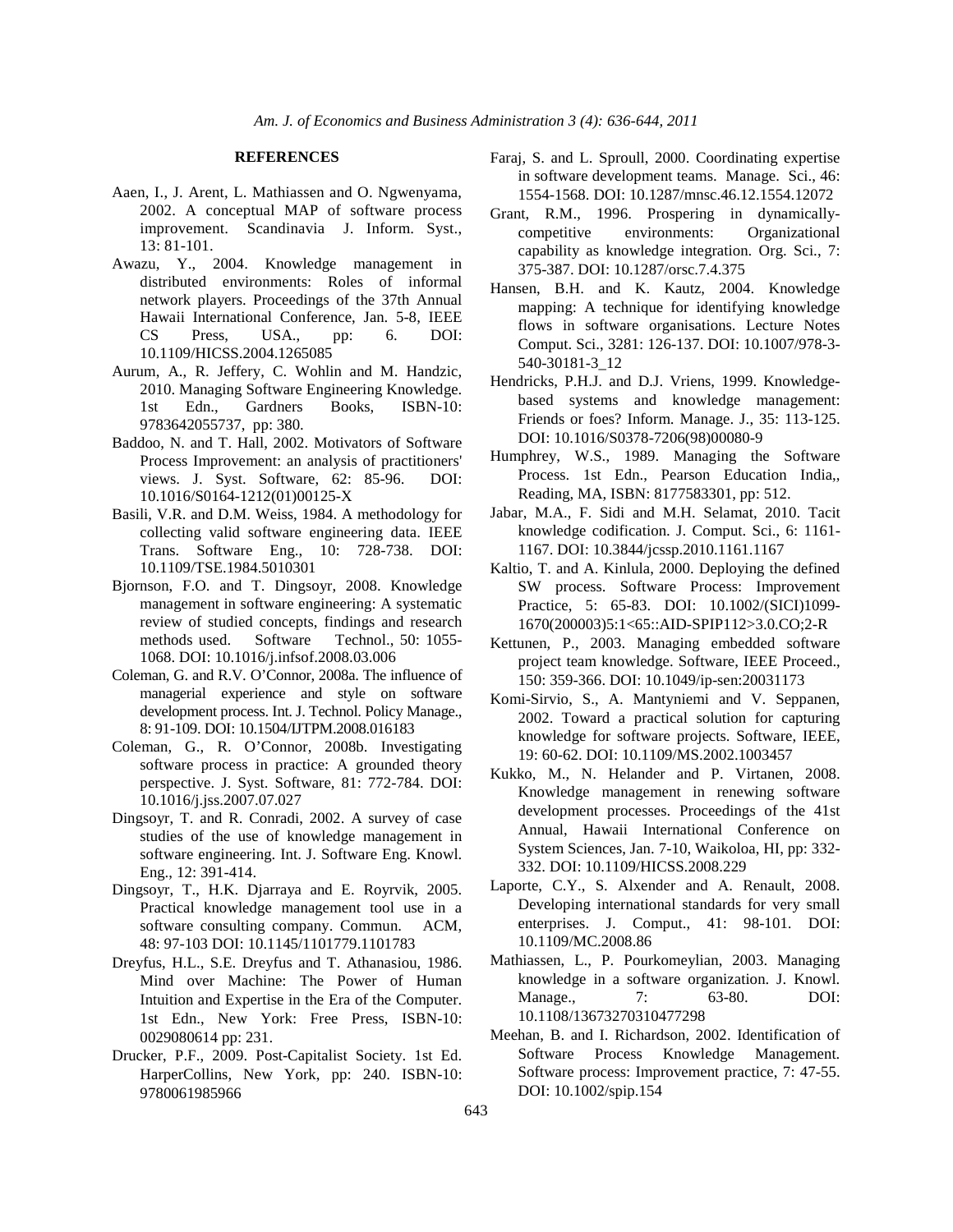## REFERENCES

Aaen, I., J. Arent, L. Mathiassen and O. Ngwenyama, 2002. A conceptual MAP of software process improvement. Scandinavia J. Inform. Syst., 13: 81-101.

Awazu, Y., 2004. Knowledge management in distributed environments: Roles of informal network players. Proceedings of the 37th Annual Hawaii International Conference, Jan. 5-8, IEEE CS Press, USA., pp: 6. DOI: 10.1109/HICSS.2004.1265085

Aurum, A., R. Jeffery, C. Wohlin and M. Handzic, 2010. Managing Software Engineering Knowledge. 1st Edn., Gardners Books, ISBN-10: 9783642055737, pp: 380.

Baddoo, N. and T. Hall, 2002. Motivators of Software Process Improvement: an analysis of practitioners' views. J. Syst. Software, 62: 85-96. DOI: 10.1016/S0164-1212(01)00125-X

Basili, V.R. and D.M. Weiss, 1984. A methodology for collecting valid software engineering data. IEEE Trans. Software Eng., 10: 728-738. DOI: 10.1109/TSE.1984.5010301

Bjornson, F.O. and T. Dingsoyr, 2008. Knowledge management in software engineering: A systematic review of studied concepts, findings and research methods used. Software Technol., 50: 1055-1068. DOI: 10.1016/j.infsof.2008.03.006

Coleman, G. and R.V. O'Connor, 2008a. The influence of managerial experience and style on software development process. Int. J. Technol. Policy Manage., 8: 91-109. DOI: 10.1504/IJTPM.2008.016183

Coleman, G., R. O'Connor, 2008b. Investigating software process in practice: A grounded theory perspective. J. Syst. Software, 81: 772-784. DOI: 10.1016/j.jss.2007.07.027

Dingsoyr, T. and R. Conradi, 2002. A survey of case studies of the use of knowledge management in software engineering. Int. J. Software Eng. Knowl. Eng., 12: 391-414.

Dingsoyr, T., H.K. Djarraya and E. Royrvik, 2005. Practical knowledge management tool use in a software consulting company. Commun. ACM, 48: 97-103 DOI: 10.1145/1101779.1101783

Dreyfus, H.L., S.E. Dreyfus and T. Athanasiou, 1986. Mind over Machine: The Power of Human Intuition and Expertise in the Era of the Computer. 1st Edn., New York: Free Press, ISBN-10: 0029080614 pp: 231.

Drucker, P.F., 2009. Post-Capitalist Society. 1st Ed. HarperCollins, New York, pp: 240. ISBN-10: 9780061985966

Faraj, S. and L. Sproull, 2000. Coordinating expertise in software development teams. Manage. Sci., 46: 1554-1568. DOI: 10.1287/mnsc.46.12.1554.12072

Grant, R.M., 1996. Prospering in dynamically-competitive environments: Organizational capability as knowledge integration. Org. Sci., 7: 375-387. DOI: 10.1287/orsc.7.4.375

Hansen, B.H. and K. Kautz, 2004. Knowledge mapping: A technique for identifying knowledge flows in software organisations. Lecture Notes Comput. Sci., 3281: 126-137. DOI: 10.1007/978-3-540-30181-3_12

Hendricks, P.H.J. and D.J. Vriens, 1999. Knowledge-based systems and knowledge management: Friends or foes? Inform. Manage. J., 35: 113-125. DOI: 10.1016/S0378-7206(98)00080-9

Humphrey, W.S., 1989. Managing the Software Process. 1st Edn., Pearson Education India,, Reading, MA, ISBN: 8177583301, pp: 512.

Jabar, M.A., F. Sidi and M.H. Selamat, 2010. Tacit knowledge codification. J. Comput. Sci., 6: 1161-1167. DOI: 10.3844/jcssp.2010.1161.1167

Kaltio, T. and A. Kinlula, 2000. Deploying the defined SW process. Software Process: Improvement Practice, 5: 65-83. DOI: 10.1002/(SICI)1099-1670(200003)5:1<65::AID-SPIP112>3.0.CO;2-R

Kettunen, P., 2003. Managing embedded software project team knowledge. Software, IEEE Proceed., 150: 359-366. DOI: 10.1049/ip-sen:20031173

Komi-Sirvio, S., A. Mantyniemi and V. Seppanen, 2002. Toward a practical solution for capturing knowledge for software projects. Software, IEEE, 19: 60-62. DOI: 10.1109/MS.2002.1003457

Kukko, M., N. Helander and P. Virtanen, 2008. Knowledge management in renewing software development processes. Proceedings of the 41st Annual, Hawaii International Conference on System Sciences, Jan. 7-10, Waikoloa, HI, pp: 332-332. DOI: 10.1109/HICSS.2008.229

Laporte, C.Y., S. Alxender and A. Renault, 2008. Developing international standards for very small enterprises. J. Comput., 41: 98-101. DOI: 10.1109/MC.2008.86

Mathiassen, L., P. Pourkomeylian, 2003. Managing knowledge in a software organization. J. Knowl. Manage., 7: 63-80. DOI: 10.1108/13673270310477298

Meehan, B. and I. Richardson, 2002. Identification of Software Process Knowledge Management. Software process: Improvement practice, 7: 47-55. DOI: 10.1002/spip.154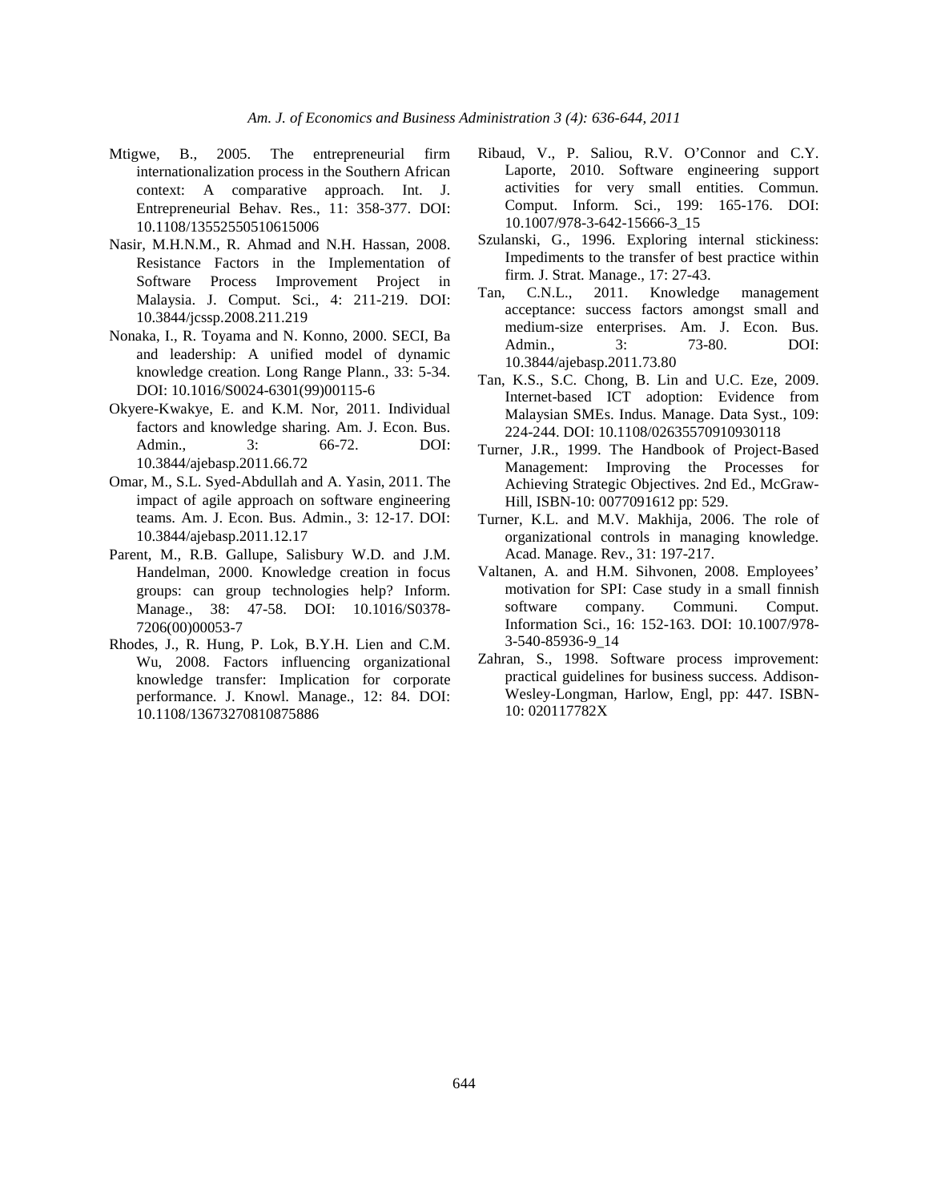Mtigwe, B., 2005. The entrepreneurial firm internationalization process in the Southern African context: A comparative approach. Int. J. Entrepreneurial Behav. Res., 11: 358-377. DOI: 10.1108/13552550510615006

Nasir, M.H.N.M., R. Ahmad and N.H. Hassan, 2008. Resistance Factors in the Implementation of Software Process Improvement Project in Malaysia. J. Comput. Sci., 4: 211-219. DOI: 10.3844/jcssp.2008.211.219

Nonaka, I., R. Toyama and N. Konno, 2000. SECI, Ba and leadership: A unified model of dynamic knowledge creation. Long Range Plann., 33: 5-34. DOI: 10.1016/S0024-6301(99)00115-6

Okyere-Kwakye, E. and K.M. Nor, 2011. Individual factors and knowledge sharing. Am. J. Econ. Bus. Admin., 3: 66-72. DOI: 10.3844/ajebasp.2011.66.72

Omar, M., S.L. Syed-Abdullah and A. Yasin, 2011. The impact of agile approach on software engineering teams. Am. J. Econ. Bus. Admin., 3: 12-17. DOI: 10.3844/ajebasp.2011.12.17

Parent, M., R.B. Gallupe, Salisbury W.D. and J.M. Handelman, 2000. Knowledge creation in focus groups: can group technologies help? Inform. Manage., 38: 47-58. DOI: 10.1016/S0378-7206(00)00053-7

Rhodes, J., R. Hung, P. Lok, B.Y.H. Lien and C.M. Wu, 2008. Factors influencing organizational knowledge transfer: Implication for corporate performance. J. Knowl. Manage., 12: 84. DOI: 10.1108/13673270810875886

Ribaud, V., P. Saliou, R.V. O'Connor and C.Y. Laporte, 2010. Software engineering support activities for very small entities. Commun. Comput. Inform. Sci., 199: 165-176. DOI: 10.1007/978-3-642-15666-3_15

Szulanski, G., 1996. Exploring internal stickiness: Impediments to the transfer of best practice within firm. J. Strat. Manage., 17: 27-43.

Tan, C.N.L., 2011. Knowledge management acceptance: success factors amongst small and medium-size enterprises. Am. J. Econ. Bus. Admin., 3: 73-80. DOI: 10.3844/ajebasp.2011.73.80

Tan, K.S., S.C. Chong, B. Lin and U.C. Eze, 2009. Internet-based ICT adoption: Evidence from Malaysian SMEs. Indus. Manage. Data Syst., 109: 224-244. DOI: 10.1108/02635570910930118

Turner, J.R., 1999. The Handbook of Project-Based Management: Improving the Processes for Achieving Strategic Objectives. 2nd Ed., McGraw-Hill, ISBN-10: 0077091612 pp: 529.

Turner, K.L. and M.V. Makhija, 2006. The role of organizational controls in managing knowledge. Acad. Manage. Rev., 31: 197-217.

Valtanen, A. and H.M. Sihvonen, 2008. Employees' motivation for SPI: Case study in a small finnish software company. Communi. Comput. Information Sci., 16: 152-163. DOI: 10.1007/978-3-540-85936-9_14

Zahran, S., 1998. Software process improvement: practical guidelines for business success. Addison-Wesley-Longman, Harlow, Engl, pp: 447. ISBN-10: 020117782X